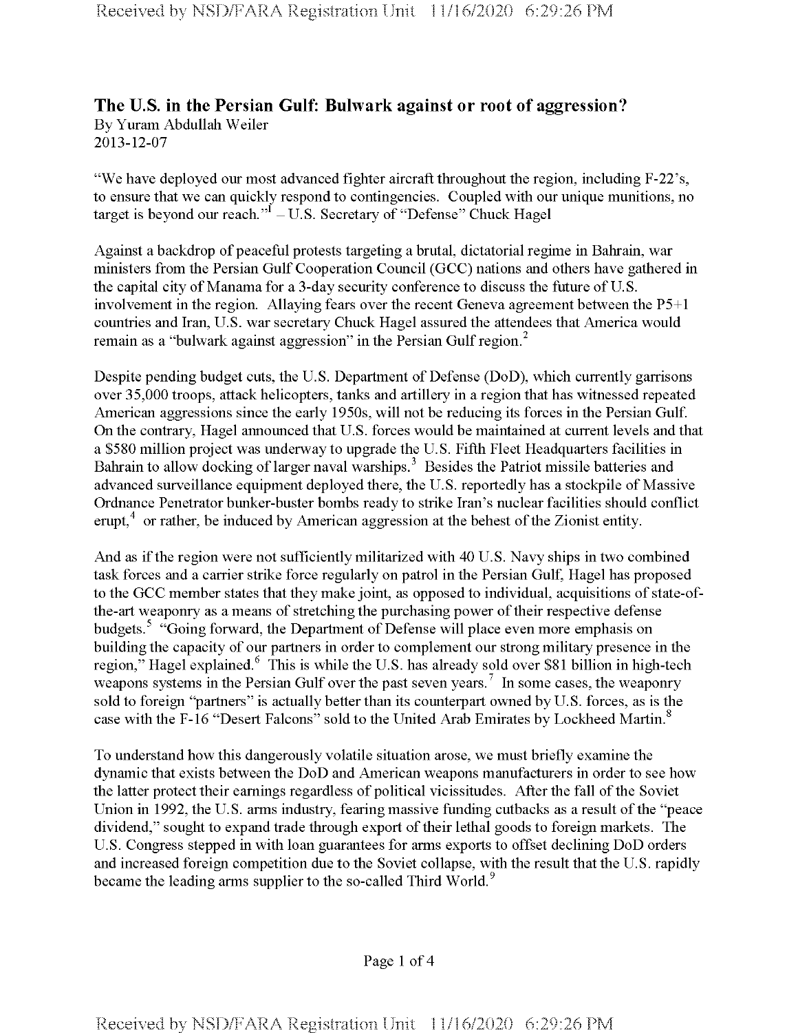## The U.S. in the Persian Gulf: Bulwark against or root of aggression?

By Yuram Abdullah Weiler
2013-12-07

"We have deployed our most advanced fighter aircraft throughout the region, including F-22's, to ensure that we can quickly respond to contingencies. Coupled with our unique munitions, no target is beyond our reach."[1] – U.S. Secretary of "Defense" Chuck Hagel

Against a backdrop of peaceful protests targeting a brutal, dictatorial regime in Bahrain, war ministers from the Persian Gulf Cooperation Council (GCC) nations and others have gathered in the capital city of Manama for a 3-day security conference to discuss the future of U.S. involvement in the region. Allaying fears over the recent Geneva agreement between the P5+1 countries and Iran, U.S. war secretary Chuck Hagel assured the attendees that America would remain as a "bulwark against aggression" in the Persian Gulf region.[2]

Despite pending budget cuts, the U.S. Department of Defense (DoD), which currently garrisons over 35,000 troops, attack helicopters, tanks and artillery in a region that has witnessed repeated American aggressions since the early 1950s, will not be reducing its forces in the Persian Gulf. On the contrary, Hagel announced that U.S. forces would be maintained at current levels and that a $580 million project was underway to upgrade the U.S. Fifth Fleet Headquarters facilities in Bahrain to allow docking of larger naval warships.[3] Besides the Patriot missile batteries and advanced surveillance equipment deployed there, the U.S. reportedly has a stockpile of Massive Ordnance Penetrator bunker-buster bombs ready to strike Iran's nuclear facilities should conflict erupt,[4] or rather, be induced by American aggression at the behest of the Zionist entity.

And as if the region were not sufficiently militarized with 40 U.S. Navy ships in two combined task forces and a carrier strike force regularly on patrol in the Persian Gulf, Hagel has proposed to the GCC member states that they make joint, as opposed to individual, acquisitions of state-of-the-art weaponry as a means of stretching the purchasing power of their respective defense budgets.[5] "Going forward, the Department of Defense will place even more emphasis on building the capacity of our partners in order to complement our strong military presence in the region," Hagel explained.[6] This is while the U.S. has already sold over $81 billion in high-tech weapons systems in the Persian Gulf over the past seven years.[7] In some cases, the weaponry sold to foreign "partners" is actually better than its counterpart owned by U.S. forces, as is the case with the F-16 "Desert Falcons" sold to the United Arab Emirates by Lockheed Martin.[8]

To understand how this dangerously volatile situation arose, we must briefly examine the dynamic that exists between the DoD and American weapons manufacturers in order to see how the latter protect their earnings regardless of political vicissitudes. After the fall of the Soviet Union in 1992, the U.S. arms industry, fearing massive funding cutbacks as a result of the "peace dividend," sought to expand trade through export of their lethal goods to foreign markets. The U.S. Congress stepped in with loan guarantees for arms exports to offset declining DoD orders and increased foreign competition due to the Soviet collapse, with the result that the U.S. rapidly became the leading arms supplier to the so-called Third World.[9]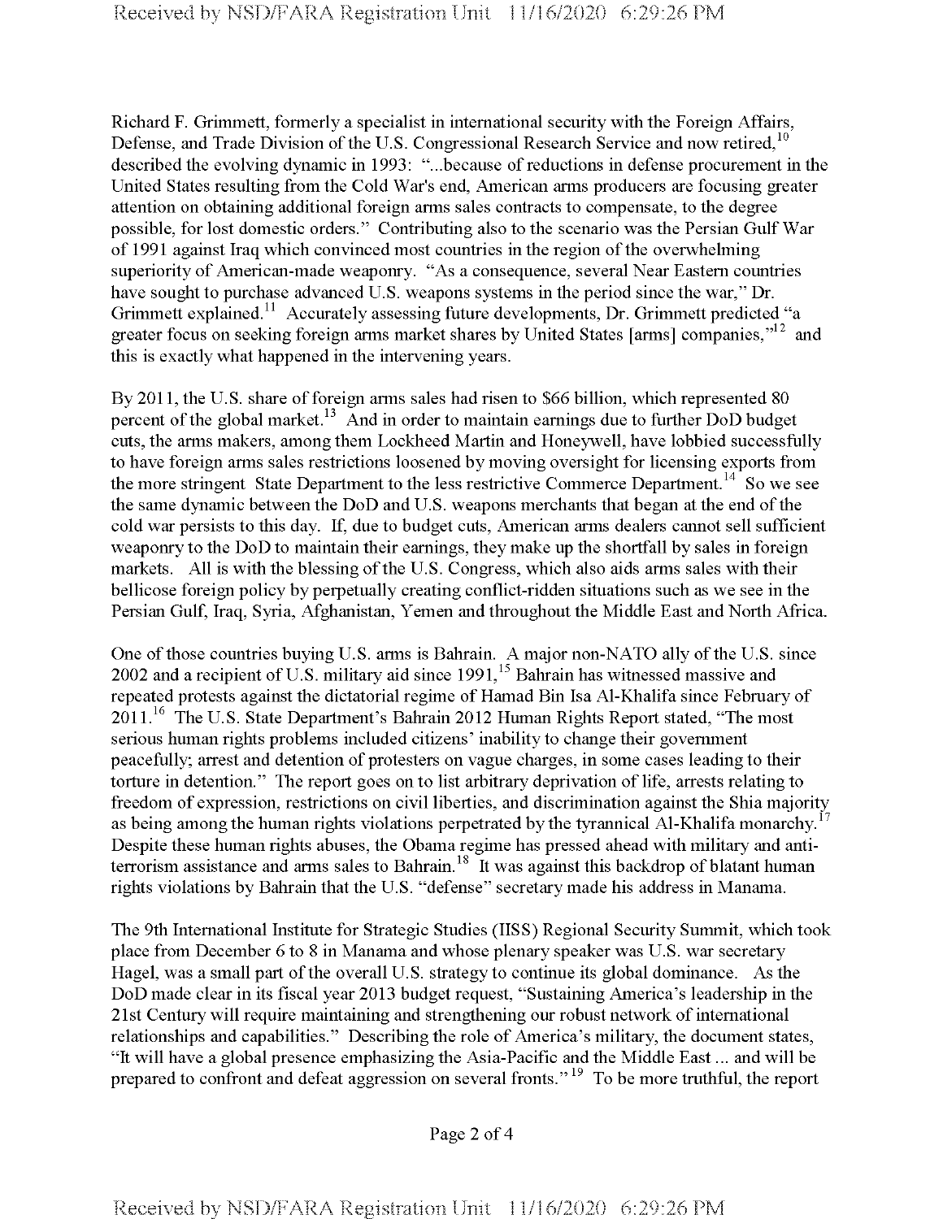Richard F. Grimmett, formerly a specialist in international security with the Foreign Affairs, Defense, and Trade Division of the U.S. Congressional Research Service and now retired,[10] described the evolving dynamic in 1993: "...because of reductions in defense procurement in the United States resulting from the Cold War's end, American arms producers are focusing greater attention on obtaining additional foreign arms sales contracts to compensate, to the degree possible, for lost domestic orders." Contributing also to the scenario was the Persian Gulf War of 1991 against Iraq which convinced most countries in the region of the overwhelming superiority of American-made weaponry. "As a consequence, several Near Eastern countries have sought to purchase advanced U.S. weapons systems in the period since the war," Dr. Grimmett explained.[11] Accurately assessing future developments, Dr. Grimmett predicted "a greater focus on seeking foreign arms market shares by United States [arms] companies,"[12] and this is exactly what happened in the intervening years.

By 2011, the U.S. share of foreign arms sales had risen to $66 billion, which represented 80 percent of the global market.[13] And in order to maintain earnings due to further DoD budget cuts, the arms makers, among them Lockheed Martin and Honeywell, have lobbied successfully to have foreign arms sales restrictions loosened by moving oversight for licensing exports from the more stringent State Department to the less restrictive Commerce Department.[14] So we see the same dynamic between the DoD and U.S. weapons merchants that began at the end of the cold war persists to this day. If, due to budget cuts, American arms dealers cannot sell sufficient weaponry to the DoD to maintain their earnings, they make up the shortfall by sales in foreign markets. All is with the blessing of the U.S. Congress, which also aids arms sales with their bellicose foreign policy by perpetually creating conflict-ridden situations such as we see in the Persian Gulf, Iraq, Syria, Afghanistan, Yemen and throughout the Middle East and North Africa.

One of those countries buying U.S. arms is Bahrain. A major non-NATO ally of the U.S. since 2002 and a recipient of U.S. military aid since 1991,[15] Bahrain has witnessed massive and repeated protests against the dictatorial regime of Hamad Bin Isa Al-Khalifa since February of 2011.[16] The U.S. State Department's Bahrain 2012 Human Rights Report stated, "The most serious human rights problems included citizens' inability to change their government peacefully; arrest and detention of protesters on vague charges, in some cases leading to their torture in detention." The report goes on to list arbitrary deprivation of life, arrests relating to freedom of expression, restrictions on civil liberties, and discrimination against the Shia majority as being among the human rights violations perpetrated by the tyrannical Al-Khalifa monarchy.[17] Despite these human rights abuses, the Obama regime has pressed ahead with military and anti-terrorism assistance and arms sales to Bahrain.[18] It was against this backdrop of blatant human rights violations by Bahrain that the U.S. "defense" secretary made his address in Manama.

The 9th International Institute for Strategic Studies (IISS) Regional Security Summit, which took place from December 6 to 8 in Manama and whose plenary speaker was U.S. war secretary Hagel, was a small part of the overall U.S. strategy to continue its global dominance. As the DoD made clear in its fiscal year 2013 budget request, "Sustaining America's leadership in the 21st Century will require maintaining and strengthening our robust network of international relationships and capabilities." Describing the role of America's military, the document states, "It will have a global presence emphasizing the Asia-Pacific and the Middle East ... and will be prepared to confront and defeat aggression on several fronts."[19] To be more truthful, the report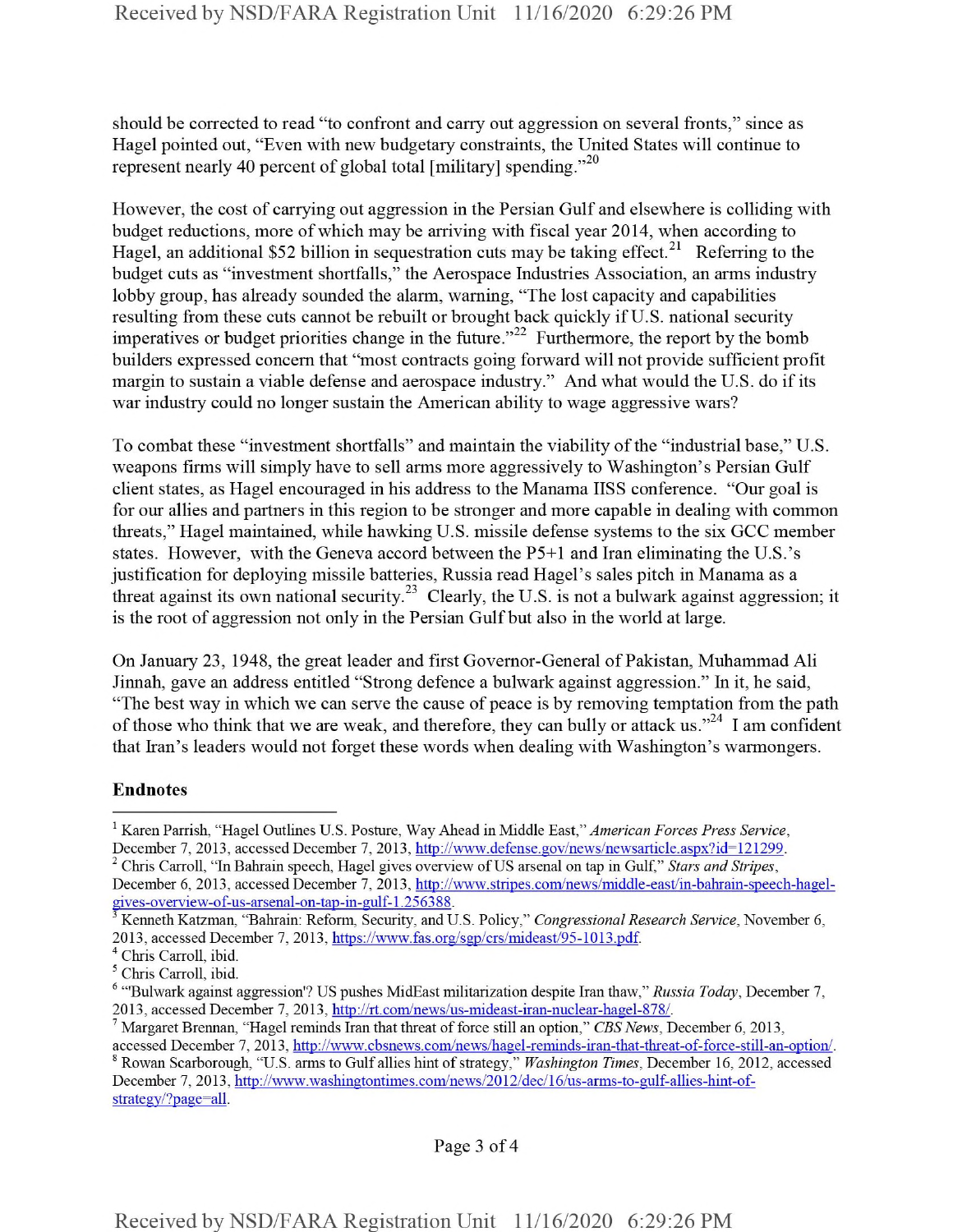should be corrected to read "to confront and carry out aggression on several fronts," since as Hagel pointed out, "Even with new budgetary constraints, the United States will continue to represent nearly 40 percent of global total [military] spending."[20]

However, the cost of carrying out aggression in the Persian Gulf and elsewhere is colliding with budget reductions, more of which may be arriving with fiscal year 2014, when according to Hagel, an additional $52 billion in sequestration cuts may be taking effect.[21] Referring to the budget cuts as "investment shortfalls," the Aerospace Industries Association, an arms industry lobby group, has already sounded the alarm, warning, "The lost capacity and capabilities resulting from these cuts cannot be rebuilt or brought back quickly if U.S. national security imperatives or budget priorities change in the future."[22] Furthermore, the report by the bomb builders expressed concern that "most contracts going forward will not provide sufficient profit margin to sustain a viable defense and aerospace industry." And what would the U.S. do if its war industry could no longer sustain the American ability to wage aggressive wars?

To combat these "investment shortfalls" and maintain the viability of the "industrial base," U.S. weapons firms will simply have to sell arms more aggressively to Washington's Persian Gulf client states, as Hagel encouraged in his address to the Manama IISS conference. "Our goal is for our allies and partners in this region to be stronger and more capable in dealing with common threats," Hagel maintained, while hawking U.S. missile defense systems to the six GCC member states. However, with the Geneva accord between the P5+1 and Iran eliminating the U.S.'s justification for deploying missile batteries, Russia read Hagel's sales pitch in Manama as a threat against its own national security.[23] Clearly, the U.S. is not a bulwark against aggression; it is the root of aggression not only in the Persian Gulf but also in the world at large.

On January 23, 1948, the great leader and first Governor-General of Pakistan, Muhammad Ali Jinnah, gave an address entitled "Strong defence a bulwark against aggression." In it, he said, "The best way in which we can serve the cause of peace is by removing temptation from the path of those who think that we are weak, and therefore, they can bully or attack us."[24] I am confident that Iran's leaders would not forget these words when dealing with Washington's warmongers.

## Endnotes

[1] Karen Parrish, "Hagel Outlines U.S. Posture, Way Ahead in Middle East," *American Forces Press Service*, December 7, 2013, accessed December 7, 2013, http://www.defense.gov/news/newsarticle.aspx?id=121299.

[2] Chris Carroll, "In Bahrain speech, Hagel gives overview of US arsenal on tap in Gulf," *Stars and Stripes*, December 6, 2013, accessed December 7, 2013, http://www.stripes.com/news/middle-east/in-bahrain-speech-hagel-gives-overview-of-us-arsenal-on-tap-in-gulf-1.256388.

[3] Kenneth Katzman, "Bahrain: Reform, Security, and U.S. Policy," *Congressional Research Service*, November 6, 2013, accessed December 7, 2013, https://www.fas.org/sgp/crs/mideast/95-1013.pdf.

[4] Chris Carroll, ibid.

[5] Chris Carroll, ibid.

[6] "'Bulwark against aggression'? US pushes MidEast militarization despite Iran thaw," *Russia Today*, December 7, 2013, accessed December 7, 2013, http://rt.com/news/us-mideast-iran-nuclear-hagel-878/.

[7] Margaret Brennan, "Hagel reminds Iran that threat of force still an option," *CBS News*, December 6, 2013, accessed December 7, 2013, http://www.cbsnews.com/news/hagel-reminds-iran-that-threat-of-force-still-an-option/.

[8] Rowan Scarborough, "U.S. arms to Gulf allies hint of strategy," *Washington Times*, December 16, 2012, accessed December 7, 2013, http://www.washingtontimes.com/news/2012/dec/16/us-arms-to-gulf-allies-hint-of-strategy/?page=all.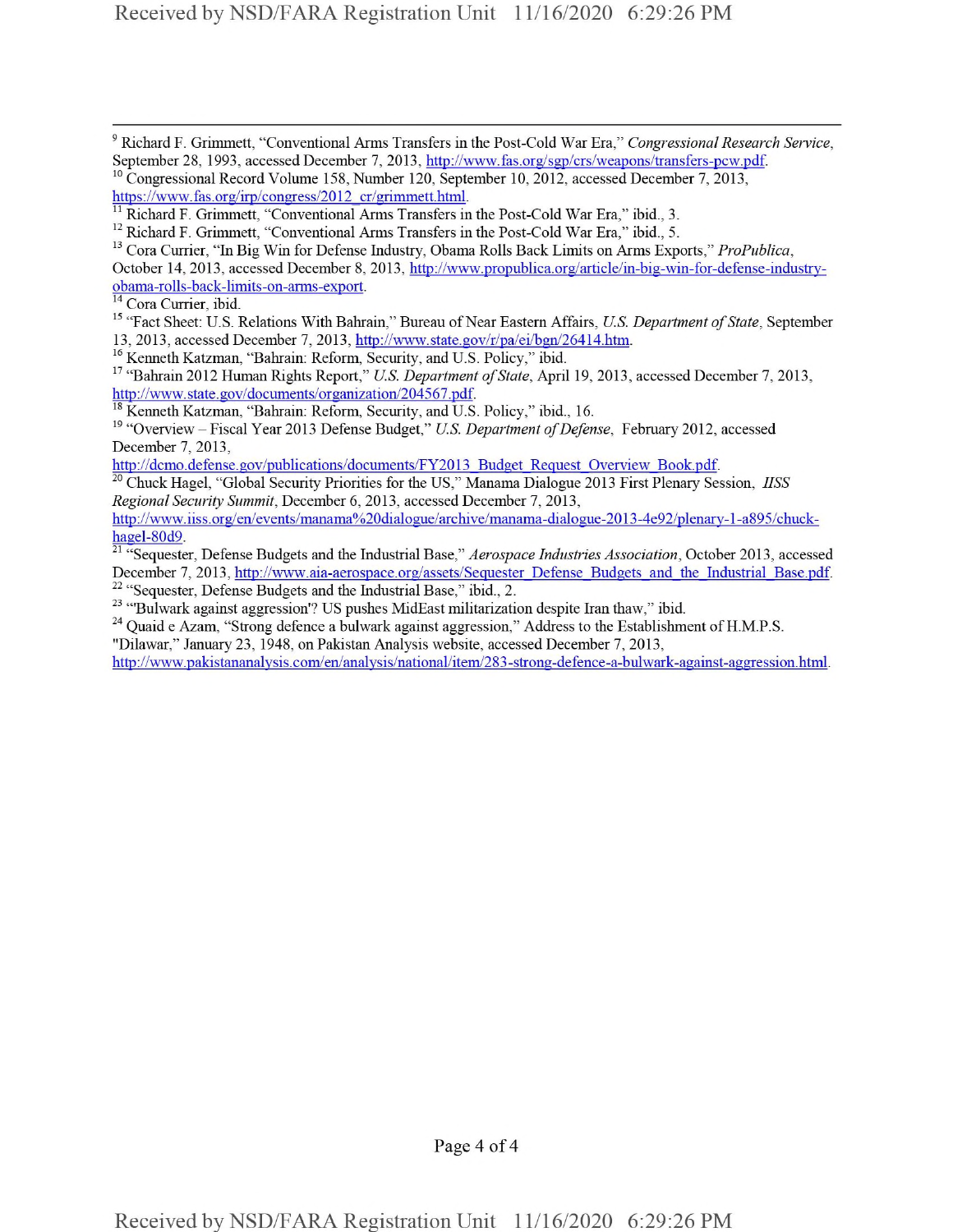[9] Richard F. Grimmett, "Conventional Arms Transfers in the Post-Cold War Era," *Congressional Research Service*, September 28, 1993, accessed December 7, 2013, http://www.fas.org/sgp/crs/weapons/transfers-pcw.pdf.

[10] Congressional Record Volume 158, Number 120, September 10, 2012, accessed December 7, 2013, https://www.fas.org/irp/congress/2012_cr/grimmett.html.

[11] Richard F. Grimmett, "Conventional Arms Transfers in the Post-Cold War Era," ibid., 3.

[12] Richard F. Grimmett, "Conventional Arms Transfers in the Post-Cold War Era," ibid., 5.

[13] Cora Currier, "In Big Win for Defense Industry, Obama Rolls Back Limits on Arms Exports," *ProPublica*, October 14, 2013, accessed December 8, 2013, http://www.propublica.org/article/in-big-win-for-defense-industry-obama-rolls-back-limits-on-arms-export.

[14] Cora Currier, ibid.

[15] "Fact Sheet: U.S. Relations With Bahrain," Bureau of Near Eastern Affairs, *U.S. Department of State*, September 13, 2013, accessed December 7, 2013, http://www.state.gov/r/pa/ei/bgn/26414.htm.

[16] Kenneth Katzman, "Bahrain: Reform, Security, and U.S. Policy," ibid.

[17] "Bahrain 2012 Human Rights Report," *U.S. Department of State*, April 19, 2013, accessed December 7, 2013, http://www.state.gov/documents/organization/204567.pdf.

[18] Kenneth Katzman, "Bahrain: Reform, Security, and U.S. Policy," ibid., 16.

[19] "Overview – Fiscal Year 2013 Defense Budget," *U.S. Department of Defense*, February 2012, accessed December 7, 2013, http://dcmo.defense.gov/publications/documents/FY2013_Budget_Request_Overview_Book.pdf.

[20] Chuck Hagel, "Global Security Priorities for the US," Manama Dialogue 2013 First Plenary Session, *IISS Regional Security Summit*, December 6, 2013, accessed December 7, 2013, http://www.iiss.org/en/events/manama%20dialogue/archive/manama-dialogue-2013-4e92/plenary-1-a895/chuck-hagel-80d9.

[21] "Sequester, Defense Budgets and the Industrial Base," *Aerospace Industries Association*, October 2013, accessed December 7, 2013, http://www.aia-aerospace.org/assets/Sequester_Defense_Budgets_and_the_Industrial_Base.pdf.

[22] "Sequester, Defense Budgets and the Industrial Base," ibid., 2.

[23] "'Bulwark against aggression'? US pushes MidEast militarization despite Iran thaw," ibid.

[24] Quaid e Azam, "Strong defence a bulwark against aggression," Address to the Establishment of H.M.P.S. "Dilawar," January 23, 1948, on Pakistan Analysis website, accessed December 7, 2013, http://www.pakistananalysis.com/en/analysis/national/item/283-strong-defence-a-bulwark-against-aggression.html.